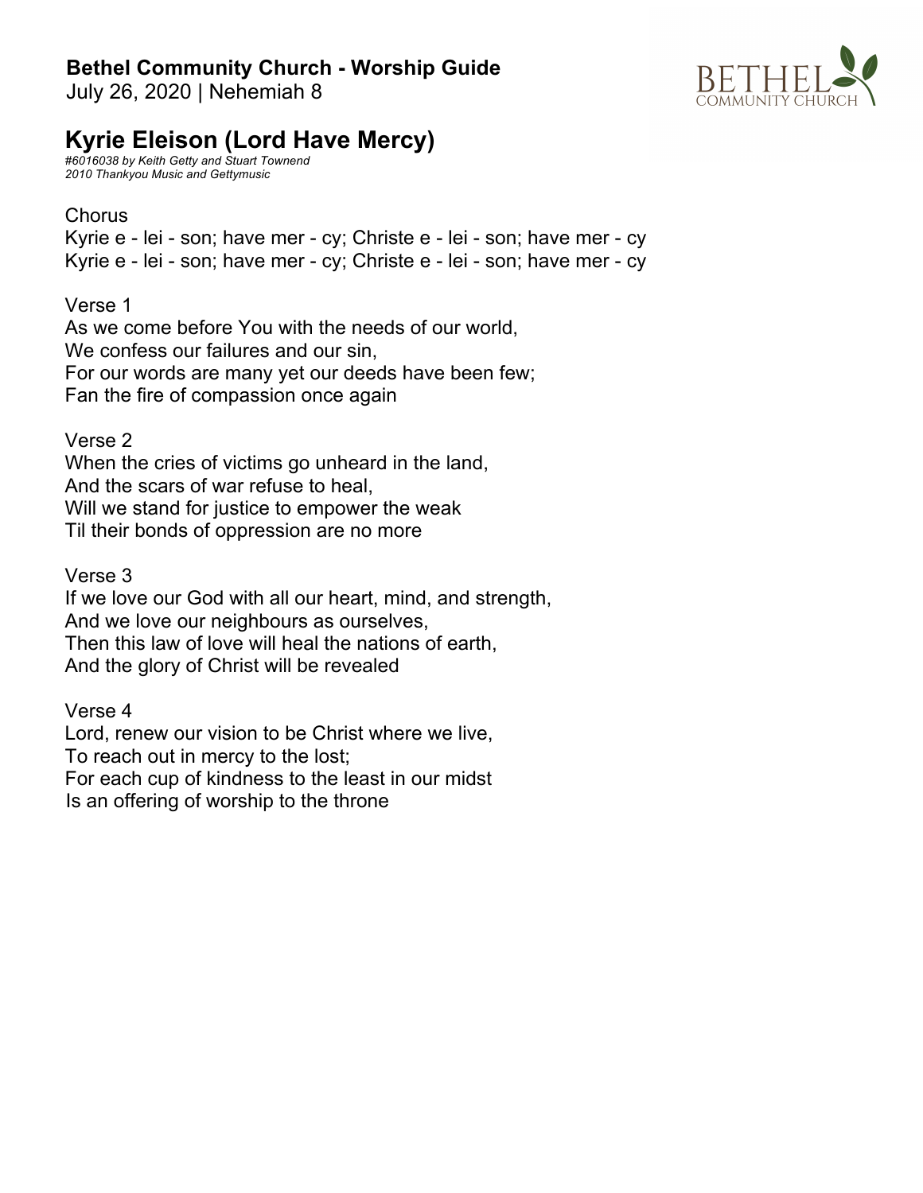**Bethel Community Church - Worship Guide**
July 26, 2020 | Nehemiah 8

# Kyrie Eleison (Lord Have Mercy)

*#6016038 by Keith Getty and Stuart Townend*
*2010 Thankyou Music and Gettymusic*

Chorus
Kyrie e - lei - son; have mer - cy; Christe e - lei - son; have mer - cy
Kyrie e - lei - son; have mer - cy; Christe e - lei - son; have mer - cy

Verse 1
As we come before You with the needs of our world,
We confess our failures and our sin,
For our words are many yet our deeds have been few;
Fan the fire of compassion once again

Verse 2
When the cries of victims go unheard in the land,
And the scars of war refuse to heal,
Will we stand for justice to empower the weak
Til their bonds of oppression are no more

Verse 3
If we love our God with all our heart, mind, and strength,
And we love our neighbours as ourselves,
Then this law of love will heal the nations of earth,
And the glory of Christ will be revealed

Verse 4
Lord, renew our vision to be Christ where we live,
To reach out in mercy to the lost;
For each cup of kindness to the least in our midst
Is an offering of worship to the throne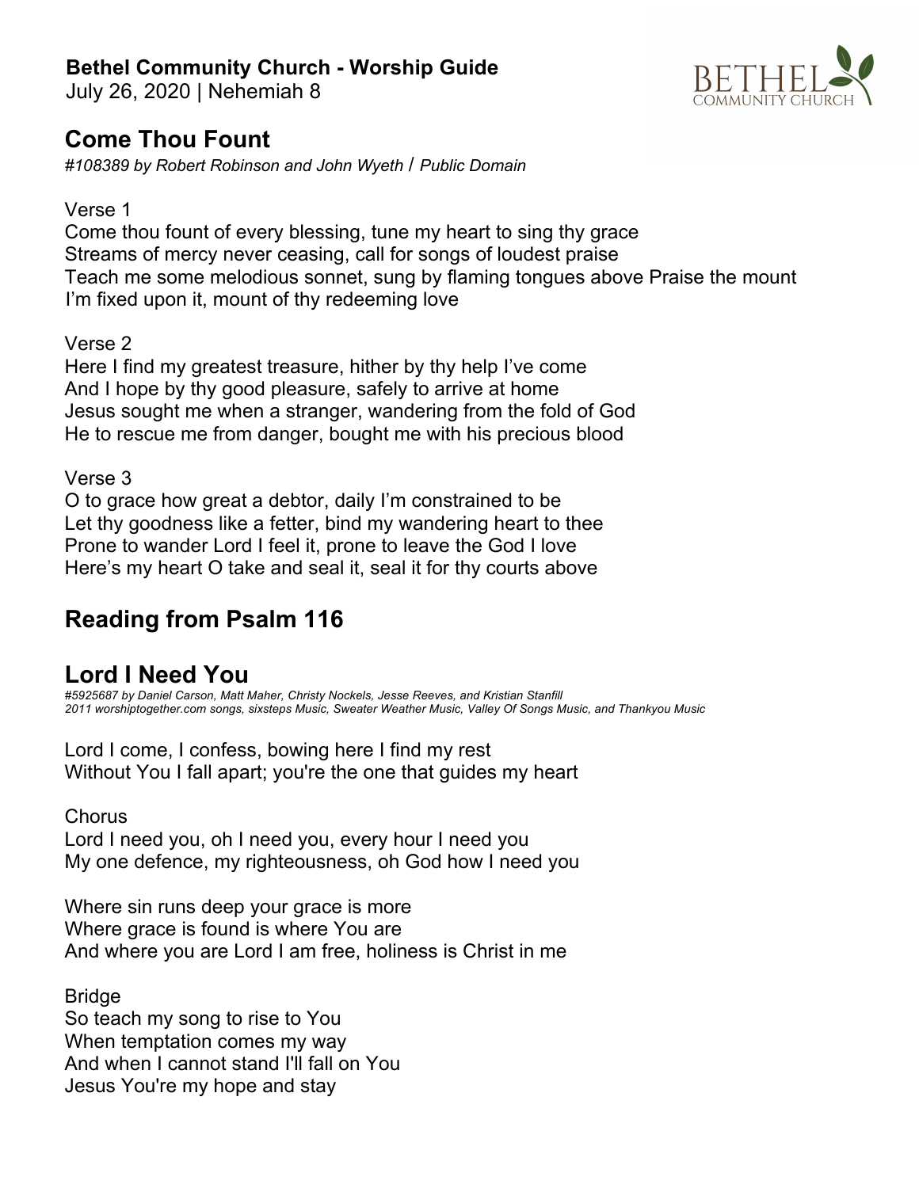**Bethel Community Church - Worship Guide**
July 26, 2020 | Nehemiah 8

## Come Thou Fount

*#108389 by Robert Robinson and John Wyeth* / *Public Domain*

Verse 1
Come thou fount of every blessing, tune my heart to sing thy grace
Streams of mercy never ceasing, call for songs of loudest praise
Teach me some melodious sonnet, sung by flaming tongues above Praise the mount
I'm fixed upon it, mount of thy redeeming love

Verse 2
Here I find my greatest treasure, hither by thy help I've come
And I hope by thy good pleasure, safely to arrive at home
Jesus sought me when a stranger, wandering from the fold of God
He to rescue me from danger, bought me with his precious blood

Verse 3
O to grace how great a debtor, daily I'm constrained to be
Let thy goodness like a fetter, bind my wandering heart to thee
Prone to wander Lord I feel it, prone to leave the God I love
Here's my heart O take and seal it, seal it for thy courts above

## Reading from Psalm 116

## Lord I Need You

*#5925687 by Daniel Carson, Matt Maher, Christy Nockels, Jesse Reeves, and Kristian Stanfill*
*2011 worshiptogether.com songs, sixsteps Music, Sweater Weather Music, Valley Of Songs Music, and Thankyou Music*

Lord I come, I confess, bowing here I find my rest
Without You I fall apart; you're the one that guides my heart

Chorus
Lord I need you, oh I need you, every hour I need you
My one defence, my righteousness, oh God how I need you

Where sin runs deep your grace is more
Where grace is found is where You are
And where you are Lord I am free, holiness is Christ in me

Bridge
So teach my song to rise to You
When temptation comes my way
And when I cannot stand I'll fall on You
Jesus You're my hope and stay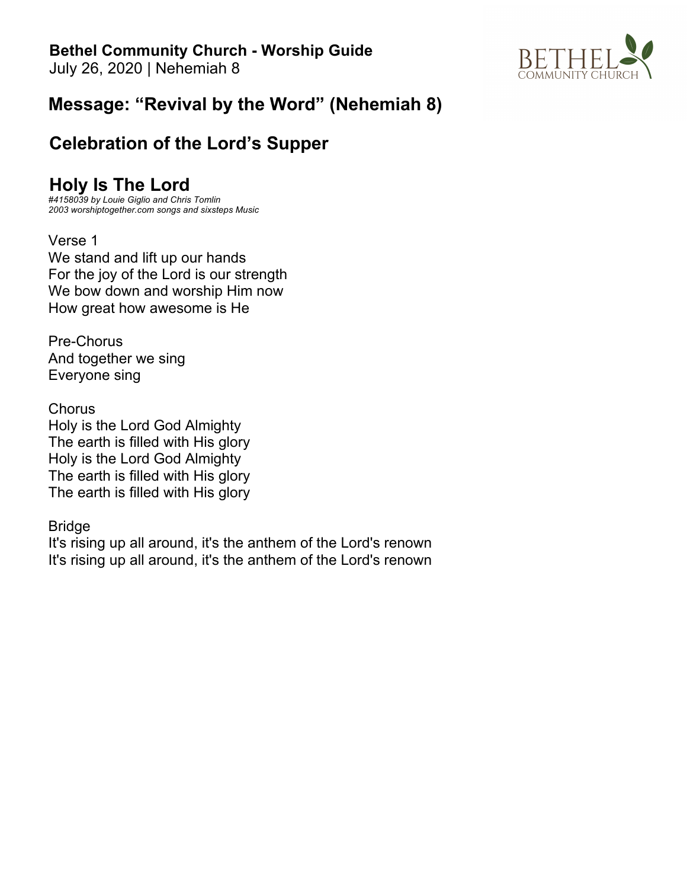**Bethel Community Church - Worship Guide**
July 26, 2020 | Nehemiah 8

## Message: “Revival by the Word” (Nehemiah 8)

## Celebration of the Lord’s Supper

# Holy Is The Lord

*#4158039 by Louie Giglio and Chris Tomlin*
*2003 worshiptogether.com songs and sixsteps Music*

Verse 1
We stand and lift up our hands
For the joy of the Lord is our strength
We bow down and worship Him now
How great how awesome is He

Pre-Chorus
And together we sing
Everyone sing

Chorus
Holy is the Lord God Almighty
The earth is filled with His glory
Holy is the Lord God Almighty
The earth is filled with His glory
The earth is filled with His glory

Bridge
It's rising up all around, it's the anthem of the Lord's renown
It's rising up all around, it's the anthem of the Lord's renown